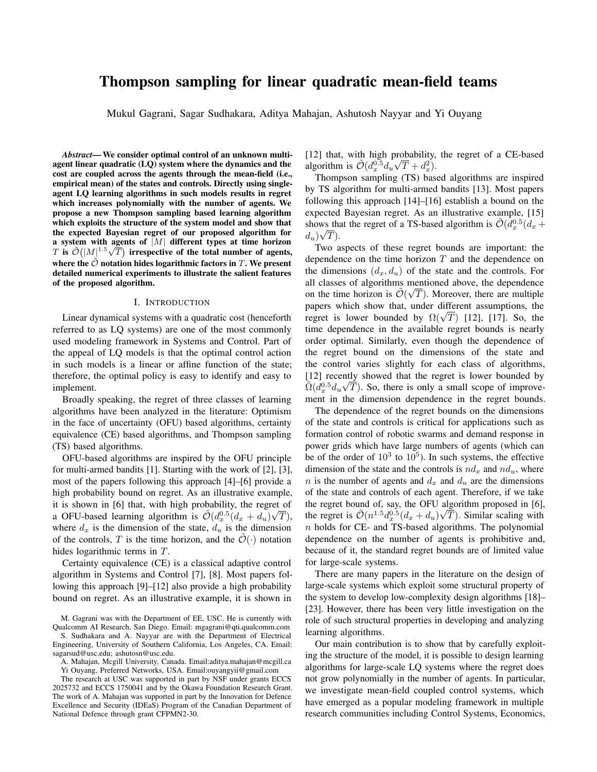# Thompson sampling for linear quadratic mean-field teams

Mukul Gagrani, Sagar Sudhakara, Aditya Mahajan, Ashutosh Nayyar and Yi Ouyang

***Abstract*— We consider optimal control of an unknown multi-agent linear quadratic (LQ) system where the dynamics and the cost are coupled across the agents through the mean-field (i.e., empirical mean) of the states and controls. Directly using single-agent LQ learning algorithms in such models results in regret which increases polynomially with the number of agents. We propose a new Thompson sampling based learning algorithm which exploits the structure of the system model and show that the expected Bayesian regret of our proposed algorithm for a system with agents of $|M|$ different types at time horizon $T$ is $\tilde{\mathcal{O}}\big(|M|^{1.5}\sqrt{T}\big)$ irrespective of the total number of agents, where the $\tilde{\mathcal{O}}$ notation hides logarithmic factors in $T$. We present detailed numerical experiments to illustrate the salient features of the proposed algorithm.**

## I. Introduction

Linear dynamical systems with a quadratic cost (henceforth referred to as LQ systems) are one of the most commonly used modeling framework in Systems and Control. Part of the appeal of LQ models is that the optimal control action in such models is a linear or affine function of the state; therefore, the optimal policy is easy to identify and easy to implement.

Broadly speaking, the regret of three classes of learning algorithms have been analyzed in the literature: Optimism in the face of uncertainty (OFU) based algorithms, certainty equivalence (CE) based algorithms, and Thompson sampling (TS) based algorithms.

OFU-based algorithms are inspired by the OFU principle for multi-armed bandits [1]. Starting with the work of [2], [3], most of the papers following this approach [4]–[6] provide a high probability bound on regret. As an illustrative example, it is shown in [6] that, with high probability, the regret of a OFU-based learning algorithm is $\tilde{\mathcal{O}}(d_x^{0.5}(d_x + d_u)\sqrt{T})$, where $d_x$ is the dimension of the state, $d_u$ is the dimension of the controls, $T$ is the time horizon, and the $\tilde{\mathcal{O}}(\cdot)$ notation hides logarithmic terms in $T$.

Certainty equivalence (CE) is a classical adaptive control algorithm in Systems and Control [7], [8]. Most papers following this approach [9]–[12] also provide a high probability bound on regret. As an illustrative example, it is shown in [12] that, with high probability, the regret of a CE-based algorithm is $\tilde{\mathcal{O}}(d_x^{0.5} d_u\sqrt{T} + d_x^2)$.

Thompson sampling (TS) based algorithms are inspired by TS algorithm for multi-armed bandits [13]. Most papers following this approach [14]–[16] establish a bound on the expected Bayesian regret. As an illustrative example, [15] shows that the regret of a TS-based algorithm is $\tilde{\mathcal{O}}(d_x^{0.5}(d_x + d_u)\sqrt{T})$.

Two aspects of these regret bounds are important: the dependence on the time horizon $T$ and the dependence on the dimensions $(d_x, d_u)$ of the state and the controls. For all classes of algorithms mentioned above, the dependence on the time horizon is $\tilde{\mathcal{O}}(\sqrt{T})$. Moreover, there are multiple papers which show that, under different assumptions, the regret is lower bounded by $\Omega(\sqrt{T})$ [12], [17]. So, the time dependence in the available regret bounds is nearly order optimal. Similarly, even though the dependence of the regret bound on the dimensions of the state and the control varies slightly for each class of algorithms, [12] recently showed that the regret is lower bounded by $\tilde{\Omega}(d_x^{0.5} d_u\sqrt{T})$. So, there is only a small scope of improvement in the dimension dependence in the regret bounds.

The dependence of the regret bounds on the dimensions of the state and controls is critical for applications such as formation control of robotic swarms and demand response in power grids which have large numbers of agents (which can be of the order of $10^3$ to $10^5$). In such systems, the effective dimension of the state and the controls is $nd_x$ and $nd_u$, where $n$ is the number of agents and $d_x$ and $d_u$ are the dimensions of the state and controls of each agent. Therefore, if we take the regret bound of, say, the OFU algorithm proposed in [6], the regret is $\tilde{\mathcal{O}}(n^{1.5} d_x^{0.5}(d_x + d_u)\sqrt{T})$. Similar scaling with $n$ holds for CE- and TS-based algorithms. The polynomial dependence on the number of agents is prohibitive and, because of it, the standard regret bounds are of limited value for large-scale systems.

There are many papers in the literature on the design of large-scale systems which exploit some structural property of the system to develop low-complexity design algorithms [18]–[23]. However, there has been very little investigation on the role of such structural properties in developing and analyzing learning algorithms.

Our main contribution is to show that by carefully exploiting the structure of the model, it is possible to design learning algorithms for large-scale LQ systems where the regret does not grow polynomially in the number of agents. In particular, we investigate mean-field coupled control systems, which have emerged as a popular modeling framework in multiple research communities including Control Systems, Economics,

M. Gagrani was with the Department of EE, USC. He is currently with Qualcomm AI Research, San Diego. Email: mgagrani@qti.qualcomm.com

S. Sudhakara and A. Nayyar are with the Department of Electrical Engineering, University of Southern California, Los Angeles, CA. Email: sagarsud@usc.edu; ashutosn@usc.edu.

A. Mahajan, Mcgill University, Canada. Email:aditya.mahajan@mcgill.ca

Yi Ouyang, Preferred Networks, USA. Email:ouyangyii@gmail.com

The research at USC was supported in part by NSF under grants ECCS 2025732 and ECCS 1750041 and by the Okawa Foundation Research Grant. The work of A. Mahajan was supported in part by the Innovation for Defence Excellence and Security (IDEaS) Program of the Canadian Department of National Defence through grant CFPMN2-30.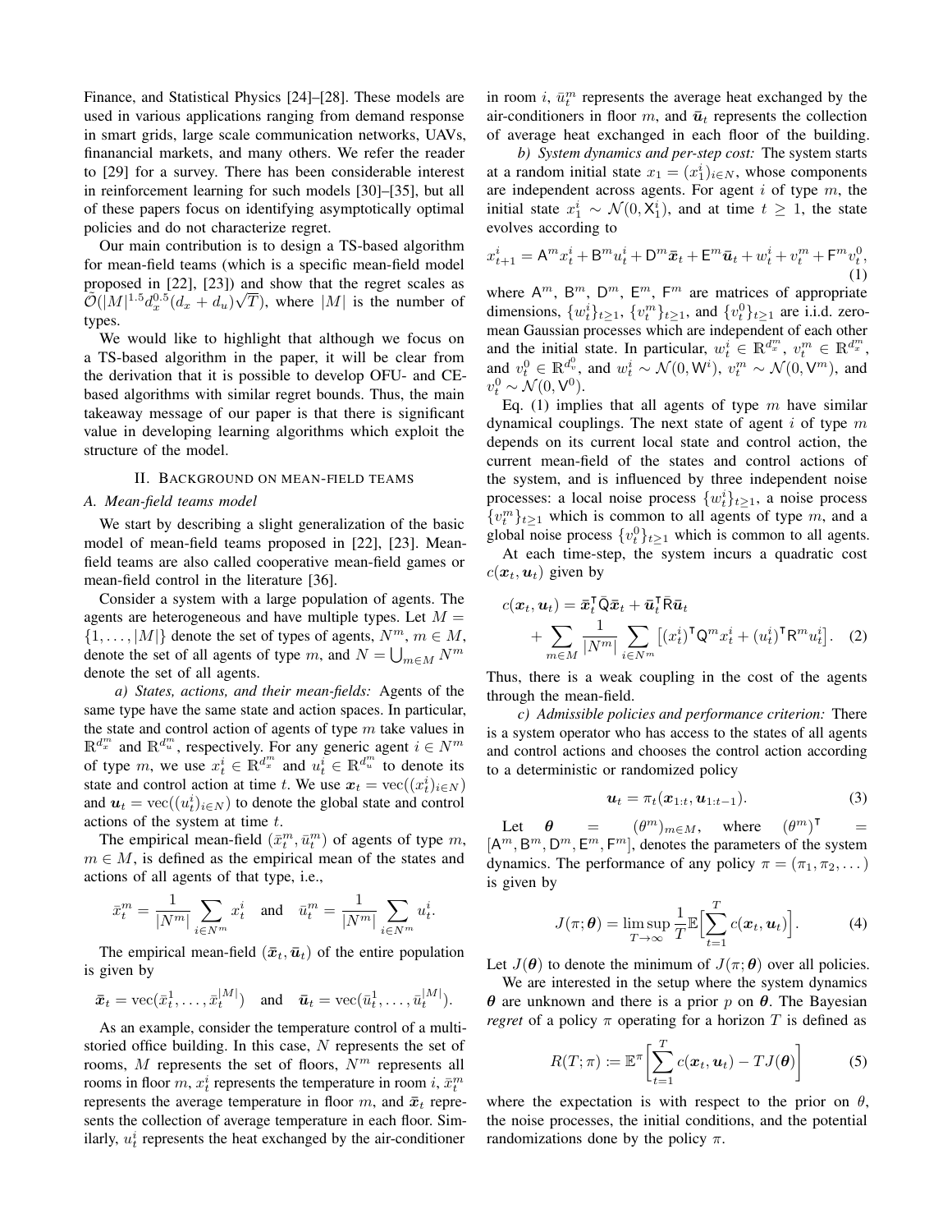Finance, and Statistical Physics [24]–[28]. These models are used in various applications ranging from demand response in smart grids, large scale communication networks, UAVs, finanancial markets, and many others. We refer the reader to [29] for a survey. There has been considerable interest in reinforcement learning for such models [30]–[35], but all of these papers focus on identifying asymptotically optimal policies and do not characterize regret.

Our main contribution is to design a TS-based algorithm for mean-field teams (which is a specific mean-field model proposed in [22], [23]) and show that the regret scales as $\tilde{\mathcal{O}}(|M|^{1.5} d_x^{0.5}(d_x + d_u)\sqrt{T})$, where $|M|$ is the number of types.

We would like to highlight that although we focus on a TS-based algorithm in the paper, it will be clear from the derivation that it is possible to develop OFU- and CE-based algorithms with similar regret bounds. Thus, the main takeaway message of our paper is that there is significant value in developing learning algorithms which exploit the structure of the model.

## II. Background on mean-field teams

### A. Mean-field teams model

We start by describing a slight generalization of the basic model of mean-field teams proposed in [22], [23]. Mean-field teams are also called cooperative mean-field games or mean-field control in the literature [36].

Consider a system with a large population of agents. The agents are heterogeneous and have multiple types. Let $M = \{1, \dots, |M|\}$ denote the set of types of agents, $N^m$, $m \in M$, denote the set of all agents of type $m$, and $N = \bigcup_{m \in M} N^m$ denote the set of all agents.

*a) States, actions, and their mean-fields:* Agents of the same type have the same state and action spaces. In particular, the state and control action of agents of type $m$ take values in $\mathbb{R}^{d_x^m}$ and $\mathbb{R}^{d_u^m}$, respectively. For any generic agent $i \in N^m$ of type $m$, we use $x_t^i \in \mathbb{R}^{d_x^m}$ and $u_t^i \in \mathbb{R}^{d_u^m}$ to denote its state and control action at time $t$. We use $\boldsymbol{x}_t = \text{vec}((x_t^i)_{i \in N})$ and $\boldsymbol{u}_t = \text{vec}((u_t^i)_{i \in N})$ to denote the global state and control actions of the system at time $t$.

The empirical mean-field $(\bar{x}_t^m, \bar{u}_t^m)$ of agents of type $m$, $m \in M$, is defined as the empirical mean of the states and actions of all agents of that type, i.e.,

$$\bar{x}_t^m = \frac{1}{|N^m|} \sum_{i \in N^m} x_t^i \quad \text{and} \quad \bar{u}_t^m = \frac{1}{|N^m|} \sum_{i \in N^m} u_t^i.$$

The empirical mean-field $(\bar{\boldsymbol{x}}_t, \bar{\boldsymbol{u}}_t)$ of the entire population is given by

$$\bar{\boldsymbol{x}}_t = \text{vec}(\bar{x}_t^1, \dots, \bar{x}_t^{|M|}) \quad \text{and} \quad \bar{\boldsymbol{u}}_t = \text{vec}(\bar{u}_t^1, \dots, \bar{u}_t^{|M|}).$$

As an example, consider the temperature control of a multi-storied office building. In this case, $N$ represents the set of rooms, $M$ represents the set of floors, $N^m$ represents all rooms in floor $m$, $x_t^i$ represents the temperature in room $i$, $\bar{x}_t^m$ represents the average temperature in floor $m$, and $\bar{\boldsymbol{x}}_t$ represents the collection of average temperature in each floor. Similarly, $u_t^i$ represents the heat exchanged by the air-conditioner in room $i$, $\bar{u}_t^m$ represents the average heat exchanged by the air-conditioners in floor $m$, and $\bar{\boldsymbol{u}}_t$ represents the collection of average heat exchanged in each floor of the building.

*b) System dynamics and per-step cost:* The system starts at a random initial state $x_1 = (x_1^i)_{i \in N}$, whose components are independent across agents. For agent $i$ of type $m$, the initial state $x_1^i \sim \mathcal{N}(0, \mathsf{X}_1^i)$, and at time $t \geq 1$, the state evolves according to

$$x_{t+1}^i = \mathsf{A}^m x_t^i + \mathsf{B}^m u_t^i + \mathsf{D}^m \bar{\boldsymbol{x}}_t + \mathsf{E}^m \bar{\boldsymbol{u}}_t + w_t^i + v_t^m + \mathsf{F}^m v_t^0, \tag{1}$$

where $\mathsf{A}^m$, $\mathsf{B}^m$, $\mathsf{D}^m$, $\mathsf{E}^m$, $\mathsf{F}^m$ are matrices of appropriate dimensions, $\{w_t^i\}_{t \geq 1}$, $\{v_t^m\}_{t \geq 1}$, and $\{v_t^0\}_{t \geq 1}$ are i.i.d. zero-mean Gaussian processes which are independent of each other and the initial state. In particular, $w_t^i \in \mathbb{R}^{d_x^m}$, $v_t^m \in \mathbb{R}^{d_x^m}$, and $v_t^0 \in \mathbb{R}^{d_v^0}$, and $w_t^i \sim \mathcal{N}(0, \mathsf{W}^i)$, $v_t^m \sim \mathcal{N}(0, \mathsf{V}^m)$, and $v_t^0 \sim \mathcal{N}(0, \mathsf{V}^0)$.

Eq. (1) implies that all agents of type $m$ have similar dynamical couplings. The next state of agent $i$ of type $m$ depends on its current local state and control action, the current mean-field of the states and control actions of the system, and is influenced by three independent noise processes: a local noise process $\{w_t^i\}_{t \geq 1}$, a noise process $\{v_t^m\}_{t \geq 1}$ which is common to all agents of type $m$, and a global noise process $\{v_t^0\}_{t \geq 1}$ which is common to all agents.

At each time-step, the system incurs a quadratic cost $c(\boldsymbol{x}_t, \boldsymbol{u}_t)$ given by

$$c(\boldsymbol{x}_t, \boldsymbol{u}_t) = \bar{\boldsymbol{x}}_t^\intercal \bar{\mathsf{Q}} \bar{\boldsymbol{x}}_t + \bar{\boldsymbol{u}}_t^\intercal \bar{\mathsf{R}} \bar{\boldsymbol{u}}_t + \sum_{m \in M} \frac{1}{|N^m|} \sum_{i \in N^m} \big[ (x_t^i)^\intercal \mathsf{Q}^m x_t^i + (u_t^i)^\intercal \mathsf{R}^m u_t^i \big]. \tag{2}$$

Thus, there is a weak coupling in the cost of the agents through the mean-field.

*c) Admissible policies and performance criterion:* There is a system operator who has access to the states of all agents and control actions and chooses the control action according to a deterministic or randomized policy

$$\boldsymbol{u}_t = \pi_t(\boldsymbol{x}_{1:t}, \boldsymbol{u}_{1:t-1}). \tag{3}$$

Let $\boldsymbol{\theta} = (\theta^m)_{m \in M}$, where $(\theta^m)^\intercal = [\mathsf{A}^m, \mathsf{B}^m, \mathsf{D}^m, \mathsf{E}^m, \mathsf{F}^m]$, denotes the parameters of the system dynamics. The performance of any policy $\pi = (\pi_1, \pi_2, \dots)$ is given by

$$J(\pi; \boldsymbol{\theta}) = \limsup_{T \to \infty} \frac{1}{T} \mathbb{E}\Big[\sum_{t=1}^{T} c(\boldsymbol{x}_t, \boldsymbol{u}_t)\Big]. \tag{4}$$

Let $J(\boldsymbol{\theta})$ to denote the minimum of $J(\pi; \boldsymbol{\theta})$ over all policies.

We are interested in the setup where the system dynamics $\boldsymbol{\theta}$ are unknown and there is a prior $p$ on $\boldsymbol{\theta}$. The Bayesian *regret* of a policy $\pi$ operating for a horizon $T$ is defined as

$$R(T; \pi) := \mathbb{E}^\pi \Big[ \sum_{t=1}^{T} c(\boldsymbol{x}_t, \boldsymbol{u}_t) - T J(\boldsymbol{\theta}) \Big] \tag{5}$$

where the expectation is with respect to the prior on $\theta$, the noise processes, the initial conditions, and the potential randomizations done by the policy $\pi$.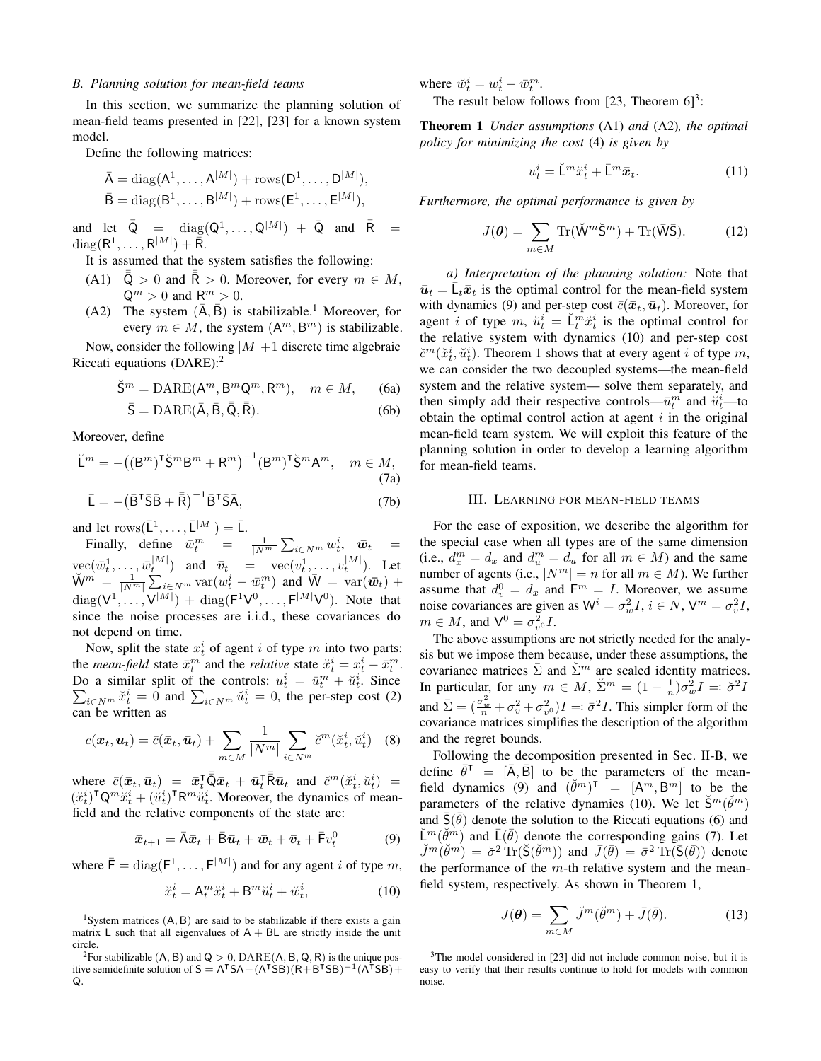### B. Planning solution for mean-field teams

In this section, we summarize the planning solution of mean-field teams presented in [22], [23] for a known system model.

Define the following matrices:

$$\bar{\mathsf{A}} = \operatorname{diag}(\mathsf{A}^1, \dots, \mathsf{A}^{|M|}) + \operatorname{rows}(\mathsf{D}^1, \dots, \mathsf{D}^{|M|}),$$
$$\bar{\mathsf{B}} = \operatorname{diag}(\mathsf{B}^1, \dots, \mathsf{B}^{|M|}) + \operatorname{rows}(\mathsf{E}^1, \dots, \mathsf{E}^{|M|}),$$

and let $\bar{\bar{\mathsf{Q}}} = \operatorname{diag}(\mathsf{Q}^1, \dots, \mathsf{Q}^{|M|}) + \bar{\mathsf{Q}}$ and $\bar{\bar{\mathsf{R}}} = \operatorname{diag}(\mathsf{R}^1, \dots, \mathsf{R}^{|M|}) + \bar{\mathsf{R}}$.

It is assumed that the system satisfies the following:

(A1) $\bar{\bar{\mathsf{Q}}} > 0$ and $\bar{\bar{\mathsf{R}}} > 0$. Moreover, for every $m \in M$, $\mathsf{Q}^m > 0$ and $\mathsf{R}^m > 0$.

(A2) The system $(\bar{\mathsf{A}}, \bar{\mathsf{B}})$ is stabilizable.[1] Moreover, for every $m \in M$, the system $(\mathsf{A}^m, \mathsf{B}^m)$ is stabilizable.

Now, consider the following $|M|+1$ discrete time algebraic Riccati equations (DARE):[2]

$$\breve{\mathsf{S}}^m = \operatorname{DARE}(\mathsf{A}^m, \mathsf{B}^m \mathsf{Q}^m, \mathsf{R}^m), \quad m \in M, \tag{6a}$$
$$\bar{\mathsf{S}} = \operatorname{DARE}(\bar{\mathsf{A}}, \bar{\mathsf{B}}, \bar{\bar{\mathsf{Q}}}, \bar{\bar{\mathsf{R}}}). \tag{6b}$$

Moreover, define

$$\breve{\mathsf{L}}^m = -\big((\mathsf{B}^m)^\intercal \breve{\mathsf{S}}^m \mathsf{B}^m + \mathsf{R}^m\big)^{-1} (\mathsf{B}^m)^\intercal \breve{\mathsf{S}}^m \mathsf{A}^m, \quad m \in M, \tag{7a}$$
$$\bar{\mathsf{L}} = -\big(\bar{\mathsf{B}}^\intercal \bar{\mathsf{S}} \bar{\mathsf{B}} + \bar{\bar{\mathsf{R}}}\big)^{-1} \bar{\mathsf{B}}^\intercal \bar{\mathsf{S}} \bar{\mathsf{A}}, \tag{7b}$$

and let $\operatorname{rows}(\bar{\mathsf{L}}^1, \dots, \bar{\mathsf{L}}^{|M|}) = \bar{\mathsf{L}}$.

Finally, define $\bar{w}^m_t = \frac{1}{|N^m|} \sum_{i \in N^m} w^i_t$, $\bar{\boldsymbol{w}}_t = \operatorname{vec}(\bar{w}^1_t, \dots, \bar{w}^{|M|}_t)$ and $\bar{\boldsymbol{v}}_t = \operatorname{vec}(v^1_t, \dots, v^{|M|}_t)$. Let $\breve{\mathsf{W}}^m = \frac{1}{|N^m|} \sum_{i \in N^m} \operatorname{var}(w^i_t - \bar{w}^m_t)$ and $\bar{\mathsf{W}} = \operatorname{var}(\bar{\boldsymbol{w}}_t) + \operatorname{diag}(\mathsf{V}^1, \dots, \mathsf{V}^{|M|}) + \operatorname{diag}(\mathsf{F}^1 \mathsf{V}^0, \dots, \mathsf{F}^{|M|} \mathsf{V}^0)$. Note that since the noise processes are i.i.d., these covariances do not depend on time.

Now, split the state $x^i_t$ of agent $i$ of type $m$ into two parts: the *mean-field* state $\bar{x}^m_t$ and the *relative* state $\breve{x}^i_t = x^i_t - \bar{x}^m_t$. Do a similar split of the controls: $u^i_t = \bar{u}^m_t + \breve{u}^i_t$. Since $\sum_{i \in N^m} \breve{x}^i_t = 0$ and $\sum_{i \in N^m} \breve{u}^i_t = 0$, the per-step cost (2) can be written as

$$c(\boldsymbol{x}_t, \boldsymbol{u}_t) = \bar{c}(\bar{\boldsymbol{x}}_t, \bar{\boldsymbol{u}}_t) + \sum_{m \in M} \frac{1}{|N^m|} \sum_{i \in N^m} \breve{c}^m(\breve{x}^i_t, \breve{u}^i_t) \tag{8}$$

where $\bar{c}(\bar{\boldsymbol{x}}_t, \bar{\boldsymbol{u}}_t) = \bar{\boldsymbol{x}}_t^\intercal \bar{\bar{\mathsf{Q}}} \bar{\boldsymbol{x}}_t + \bar{\boldsymbol{u}}_t^\intercal \bar{\bar{\mathsf{R}}} \bar{\boldsymbol{u}}_t$ and $\breve{c}^m(\breve{x}^i_t, \breve{u}^i_t) = (\breve{x}^i_t)^\intercal \mathsf{Q}^m \breve{x}^i_t + (\breve{u}^i_t)^\intercal \mathsf{R}^m \breve{u}^i_t$. Moreover, the dynamics of mean-field and the relative components of the state are:

$$\bar{\boldsymbol{x}}_{t+1} = \bar{\mathsf{A}} \bar{\boldsymbol{x}}_t + \bar{\mathsf{B}} \bar{\boldsymbol{u}}_t + \bar{\boldsymbol{w}}_t + \bar{\boldsymbol{v}}_t + \bar{\mathsf{F}} v^0_t \tag{9}$$

where $\bar{\mathsf{F}} = \operatorname{diag}(\mathsf{F}^1, \dots, \mathsf{F}^{|M|})$ and for any agent $i$ of type $m$,

$$\breve{x}^i_t = \mathsf{A}^m_t \breve{x}^i_t + \mathsf{B}^m \breve{u}^i_t + \breve{w}^i_t, \tag{10}$$

where $\breve{w}^i_t = w^i_t - \bar{w}^m_t$.

The result below follows from [23, Theorem 6][3]:

**Theorem 1** *Under assumptions* (A1) *and* (A2)*, the optimal policy for minimizing the cost* (4) *is given by*

$$u^i_t = \breve{\mathsf{L}}^m \breve{x}^i_t + \bar{\mathsf{L}}^m \bar{\boldsymbol{x}}_t. \tag{11}$$

*Furthermore, the optimal performance is given by*

$$J(\boldsymbol{\theta}) = \sum_{m \in M} \operatorname{Tr}(\breve{\mathsf{W}}^m \breve{\mathsf{S}}^m) + \operatorname{Tr}(\bar{\mathsf{W}} \bar{\mathsf{S}}). \tag{12}$$

*a) Interpretation of the planning solution:* Note that $\bar{\boldsymbol{u}}_t = \bar{\mathsf{L}}_t \bar{\boldsymbol{x}}_t$ is the optimal control for the mean-field system with dynamics (9) and per-step cost $\bar{c}(\bar{\boldsymbol{x}}_t, \bar{\boldsymbol{u}}_t)$. Moreover, for agent $i$ of type $m$, $\breve{u}^i_t = \breve{\mathsf{L}}^m_t \breve{x}^i_t$ is the optimal control for the relative system with dynamics (10) and per-step cost $\breve{c}^m(\breve{x}^i_t, \breve{u}^i_t)$. Theorem 1 shows that at every agent $i$ of type $m$, we can consider the two decoupled systems—the mean-field system and the relative system— solve them separately, and then simply add their respective controls—$\bar{u}^m_t$ and $\breve{u}^i_t$—to obtain the optimal control action at agent $i$ in the original mean-field team system. We will exploit this feature of the planning solution in order to develop a learning algorithm for mean-field teams.

## III. Learning for mean-field teams

For the ease of exposition, we describe the algorithm for the special case when all types are of the same dimension (i.e., $d^m_x = d_x$ and $d^m_u = d_u$ for all $m \in M$) and the same number of agents (i.e., $|N^m| = n$ for all $m \in M$). We further assume that $d^0_v = d_x$ and $\mathsf{F}^m = I$. Moreover, we assume noise covariances are given as $\mathsf{W}^i = \sigma^2_w I$, $i \in N$, $\mathsf{V}^m = \sigma^2_v I$, $m \in M$, and $\mathsf{V}^0 = \sigma^2_{v^0} I$.

The above assumptions are not strictly needed for the analysis but we impose them because, under these assumptions, the covariance matrices $\bar{\Sigma}$ and $\breve{\Sigma}^m$ are scaled identity matrices. In particular, for any $m \in M$, $\breve{\Sigma}^m = (1 - \frac{1}{n}) \sigma^2_w I =: \breve{\sigma}^2 I$ and $\bar{\Sigma} = (\frac{\sigma^2_w}{n} + \sigma^2_v + \sigma^2_{v^0}) I =: \bar{\sigma}^2 I$. This simpler form of the covariance matrices simplifies the description of the algorithm and the regret bounds.

Following the decomposition presented in Sec. II-B, we define $\bar{\theta}^\intercal = [\bar{\mathsf{A}}, \bar{\mathsf{B}}]$ to be the parameters of the mean-field dynamics (9) and $(\breve{\theta}^m)^\intercal = [\mathsf{A}^m, \mathsf{B}^m]$ to be the parameters of the relative dynamics (10). We let $\breve{\mathsf{S}}^m(\breve{\theta}^m)$ and $\bar{\mathsf{S}}(\bar{\theta})$ denote the solution to the Riccati equations (6) and $\breve{\mathsf{L}}^m(\breve{\theta}^m)$ and $\bar{\mathsf{L}}(\bar{\theta})$ denote the corresponding gains (7). Let $\breve{J}^m(\breve{\theta}^m) = \breve{\sigma}^2 \operatorname{Tr}(\breve{\mathsf{S}}(\breve{\theta}^m))$ and $\bar{J}(\bar{\theta}) = \bar{\sigma}^2 \operatorname{Tr}(\bar{\mathsf{S}}(\bar{\theta}))$ denote the performance of the $m$-th relative system and the mean-field system, respectively. As shown in Theorem 1,

$$J(\boldsymbol{\theta}) = \sum_{m \in M} \breve{J}^m(\breve{\theta}^m) + \bar{J}(\bar{\theta}). \tag{13}$$

---

[1] System matrices $(\mathsf{A}, \mathsf{B})$ are said to be stabilizable if there exists a gain matrix $\mathsf{L}$ such that all eigenvalues of $\mathsf{A} + \mathsf{BL}$ are strictly inside the unit circle.

[2] For stabilizable $(\mathsf{A}, \mathsf{B})$ and $\mathsf{Q} > 0$, $\operatorname{DARE}(\mathsf{A}, \mathsf{B}, \mathsf{Q}, \mathsf{R})$ is the unique positive semidefinite solution of $\mathsf{S} = \mathsf{A}^\intercal \mathsf{S} \mathsf{A} - (\mathsf{A}^\intercal \mathsf{S} \mathsf{B})(\mathsf{R} + \mathsf{B}^\intercal \mathsf{S} \mathsf{B})^{-1}(\mathsf{A}^\intercal \mathsf{S} \mathsf{B}) + \mathsf{Q}$.

[3] The model considered in [23] did not include common noise, but it is easy to verify that their results continue to hold for models with common noise.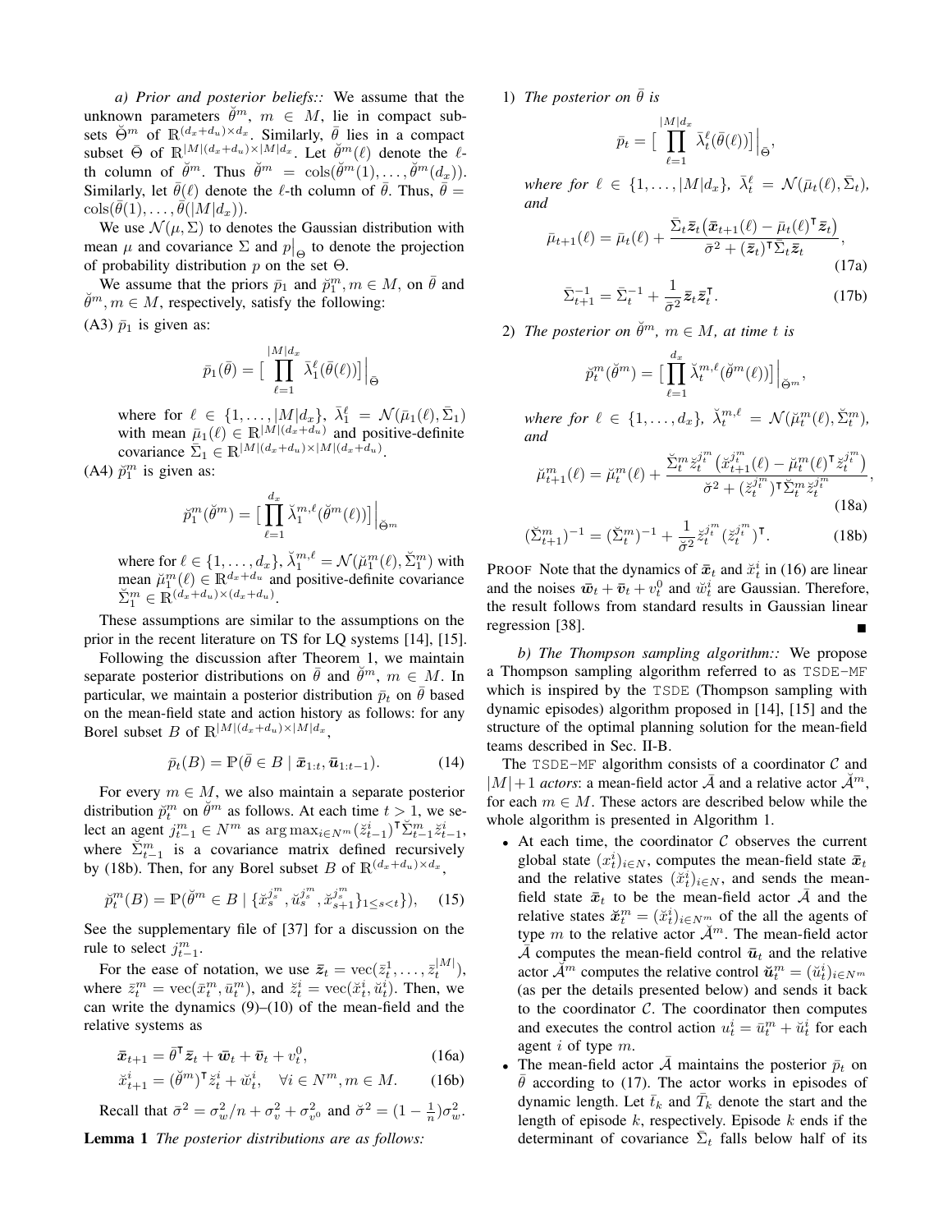*a) Prior and posterior beliefs::* We assume that the unknown parameters $\breve{\theta}^m$, $m \in M$, lie in compact subsets $\breve{\Theta}^m$ of $\mathbb{R}^{(d_x+d_u)\times d_x}$. Similarly, $\bar{\theta}$ lies in a compact subset $\bar{\Theta}$ of $\mathbb{R}^{|M|(d_x+d_u)\times|M|d_x}$. Let $\breve{\theta}^m(\ell)$ denote the $\ell$-th column of $\breve{\theta}^m$. Thus $\breve{\theta}^m = \text{cols}(\breve{\theta}^m(1), \dots, \breve{\theta}^m(d_x))$. Similarly, let $\bar{\theta}(\ell)$ denote the $\ell$-th column of $\bar{\theta}$. Thus, $\bar{\theta} = \text{cols}(\bar{\theta}(1), \dots, \bar{\theta}(|M|d_x))$.

We use $\mathcal{N}(\mu, \Sigma)$ to denotes the Gaussian distribution with mean $\mu$ and covariance $\Sigma$ and $p\big|_\Theta$ to denote the projection of probability distribution $p$ on the set $\Theta$.

We assume that the priors $\bar{p}_1$ and $\breve{p}_1^m, m \in M$, on $\bar{\theta}$ and $\breve{\theta}^m, m \in M$, respectively, satisfy the following:

(A3) $\bar{p}_1$ is given as:

$$\bar{p}_1(\bar{\theta}) = \big[\prod_{\ell=1}^{|M|d_x} \bar{\lambda}_1^\ell(\bar{\theta}(\ell))\big]\Big|_{\bar{\Theta}}$$

where for $\ell \in \{1, \dots, |M|d_x\}$, $\bar{\lambda}_1^\ell = \mathcal{N}(\bar{\mu}_1(\ell), \bar{\Sigma}_1)$ with mean $\bar{\mu}_1(\ell) \in \mathbb{R}^{|M|(d_x+d_u)}$ and positive-definite covariance $\bar{\Sigma}_1 \in \mathbb{R}^{|M|(d_x+d_u)\times|M|(d_x+d_u)}$.

(A4) $\breve{p}_1^m$ is given as:

$$\breve{p}_1^m(\breve{\theta}^m) = \big[\prod_{\ell=1}^{d_x} \breve{\lambda}_1^{m,\ell}(\breve{\theta}^m(\ell))\big]\Big|_{\breve{\Theta}^m}$$

where for $\ell \in \{1, \dots, d_x\}$, $\breve{\lambda}_1^{m,\ell} = \mathcal{N}(\breve{\mu}_1^m(\ell), \breve{\Sigma}_1^m)$ with mean $\breve{\mu}_1^m(\ell) \in \mathbb{R}^{d_x+d_u}$ and positive-definite covariance $\breve{\Sigma}_1^m \in \mathbb{R}^{(d_x+d_u)\times(d_x+d_u)}$.

These assumptions are similar to the assumptions on the prior in the recent literature on TS for LQ systems [14], [15].

Following the discussion after Theorem 1, we maintain separate posterior distributions on $\bar{\theta}$ and $\breve{\theta}^m$, $m \in M$. In particular, we maintain a posterior distribution $\bar{p}_t$ on $\bar{\theta}$ based on the mean-field state and action history as follows: for any Borel subset $B$ of $\mathbb{R}^{|M|(d_x+d_u)\times|M|d_x}$,

$$\bar{p}_t(B) = \mathbb{P}(\bar{\theta} \in B \mid \bar{\boldsymbol{x}}_{1:t}, \bar{\boldsymbol{u}}_{1:t-1}). \tag{14}$$

For every $m \in M$, we also maintain a separate posterior distribution $\breve{p}_t^m$ on $\breve{\theta}^m$ as follows. At each time $t > 1$, we select an agent $j_{t-1}^m \in N^m$ as $\arg\max_{i\in N^m}(\breve{z}_{t-1}^i)^\intercal \breve{\Sigma}_{t-1}^m \breve{z}_{t-1}^i$, where $\breve{\Sigma}_{t-1}^m$ is a covariance matrix defined recursively by (18b). Then, for any Borel subset $B$ of $\mathbb{R}^{(d_x+d_u)\times d_x}$,

$$\breve{p}_t^m(B) = \mathbb{P}(\breve{\theta}^m \in B \mid \{\breve{x}_s^{j_s^m}, \breve{u}_s^{j_s^m}, \breve{x}_{s+1}^{j_s^m}\}_{1\le s<t}), \tag{15}$$

See the supplementary file of [37] for a discussion on the rule to select $j_{t-1}^m$.

For the ease of notation, we use $\bar{\boldsymbol{z}}_t = \text{vec}(\bar{z}_t^1, \dots, \bar{z}_t^{|M|})$, where $\bar{z}_t^m = \text{vec}(\bar{x}_t^m, \bar{u}_t^m)$, and $\breve{z}_t^i = \text{vec}(\breve{x}_t^i, \breve{u}_t^i)$. Then, we can write the dynamics (9)–(10) of the mean-field and the relative systems as

$$\bar{\boldsymbol{x}}_{t+1} = \bar{\theta}^\intercal \bar{\boldsymbol{z}}_t + \bar{\boldsymbol{w}}_t + \bar{\boldsymbol{v}}_t + v_t^0, \tag{16a}$$

$$\breve{x}_{t+1}^i = (\breve{\theta}^m)^\intercal \breve{z}_t^i + \breve{w}_t^i, \quad \forall i \in N^m, m \in M. \tag{16b}$$

Recall that $\bar{\sigma}^2 = \sigma_w^2/n + \sigma_v^2 + \sigma_{v^0}^2$ and $\breve{\sigma}^2 = (1 - \frac{1}{n})\sigma_w^2$.

**Lemma 1** *The posterior distributions are as follows:*

1) *The posterior on $\bar{\theta}$ is*

$$\bar{p}_t = \big[\prod_{\ell=1}^{|M|d_x} \bar{\lambda}_t^\ell(\bar{\theta}(\ell))\big]\Big|_{\bar{\Theta}},$$

*where for $\ell \in \{1, \dots, |M|d_x\}$, $\bar{\lambda}_t^\ell = \mathcal{N}(\bar{\mu}_t(\ell), \bar{\Sigma}_t)$, and*

$$\bar{\mu}_{t+1}(\ell) = \bar{\mu}_t(\ell) + \frac{\bar{\Sigma}_t \bar{\boldsymbol{z}}_t\big(\bar{\boldsymbol{x}}_{t+1}(\ell) - \bar{\mu}_t(\ell)^\intercal \bar{\boldsymbol{z}}_t\big)}{\bar{\sigma}^2 + (\bar{\boldsymbol{z}}_t)^\intercal \bar{\Sigma}_t \bar{\boldsymbol{z}}_t}, \tag{17a}$$

$$\bar{\Sigma}_{t+1}^{-1} = \bar{\Sigma}_t^{-1} + \frac{1}{\bar{\sigma}^2}\bar{\boldsymbol{z}}_t \bar{\boldsymbol{z}}_t^\intercal. \tag{17b}$$

2) *The posterior on $\breve{\theta}^m$, $m \in M$, at time $t$ is*

$$\breve{p}_t^m(\breve{\theta}^m) = \big[\prod_{\ell=1}^{d_x} \breve{\lambda}_t^{m,\ell}(\breve{\theta}^m(\ell))\big]\Big|_{\breve{\Theta}^m},$$

*where for $\ell \in \{1, \dots, d_x\}$, $\breve{\lambda}_t^{m,\ell} = \mathcal{N}(\breve{\mu}_t^m(\ell), \breve{\Sigma}_t^m)$, and*

$$\breve{\mu}_{t+1}^m(\ell) = \breve{\mu}_t^m(\ell) + \frac{\breve{\Sigma}_t^m \breve{z}_t^{j_t^m}\big(\breve{x}_{t+1}^{j_t^m}(\ell) - \breve{\mu}_t^m(\ell)^\intercal \breve{z}_t^{j_t^m}\big)}{\breve{\sigma}^2 + (\breve{z}_t^{j_t^m})^\intercal \breve{\Sigma}_t^m \breve{z}_t^{j_t^m}}, \tag{18a}$$

$$(\breve{\Sigma}_{t+1}^m)^{-1} = (\breve{\Sigma}_t^m)^{-1} + \frac{1}{\breve{\sigma}^2}\breve{z}_t^{j_t^m}(\breve{z}_t^{j_t^m})^\intercal. \tag{18b}$$

PROOF Note that the dynamics of $\bar{\boldsymbol{x}}_t$ and $\breve{x}_t^i$ in (16) are linear and the noises $\bar{\boldsymbol{w}}_t + \bar{\boldsymbol{v}}_t + v_t^0$ and $\breve{w}_t^i$ are Gaussian. Therefore, the result follows from standard results in Gaussian linear regression [38]. ∎

*b) The Thompson sampling algorithm::* We propose a Thompson sampling algorithm referred to as `TSDE-MF` which is inspired by the `TSDE` (Thompson sampling with dynamic episodes) algorithm proposed in [14], [15] and the structure of the optimal planning solution for the mean-field teams described in Sec. II-B.

The `TSDE-MF` algorithm consists of a coordinator $\mathcal{C}$ and $|M|+1$ *actors*: a mean-field actor $\bar{\mathcal{A}}$ and a relative actor $\breve{\mathcal{A}}^m$, for each $m \in M$. These actors are described below while the whole algorithm is presented in Algorithm 1.

- At each time, the coordinator $\mathcal{C}$ observes the current global state $(x_t^i)_{i\in N}$, computes the mean-field state $\bar{\boldsymbol{x}}_t$ and the relative states $(\breve{x}_t^i)_{i\in N}$, and sends the mean-field state $\bar{\boldsymbol{x}}_t$ to be the mean-field actor $\bar{\mathcal{A}}$ and the relative states $\breve{\boldsymbol{x}}_t^m = (\breve{x}_t^i)_{i\in N^m}$ of the all the agents of type $m$ to the relative actor $\breve{\mathcal{A}}^m$. The mean-field actor $\bar{\mathcal{A}}$ computes the mean-field control $\bar{\boldsymbol{u}}_t$ and the relative actor $\breve{\mathcal{A}}^m$ computes the relative control $\breve{\boldsymbol{u}}_t^m = (\breve{u}_t^i)_{i\in N^m}$ (as per the details presented below) and sends it back to the coordinator $\mathcal{C}$. The coordinator then computes and executes the control action $u_t^i = \bar{u}_t^m + \breve{u}_t^i$ for each agent $i$ of type $m$.
- The mean-field actor $\bar{\mathcal{A}}$ maintains the posterior $\bar{p}_t$ on $\bar{\theta}$ according to (17). The actor works in episodes of dynamic length. Let $\bar{t}_k$ and $\bar{T}_k$ denote the start and the length of episode $k$, respectively. Episode $k$ ends if the determinant of covariance $\bar{\Sigma}_t$ falls below half of its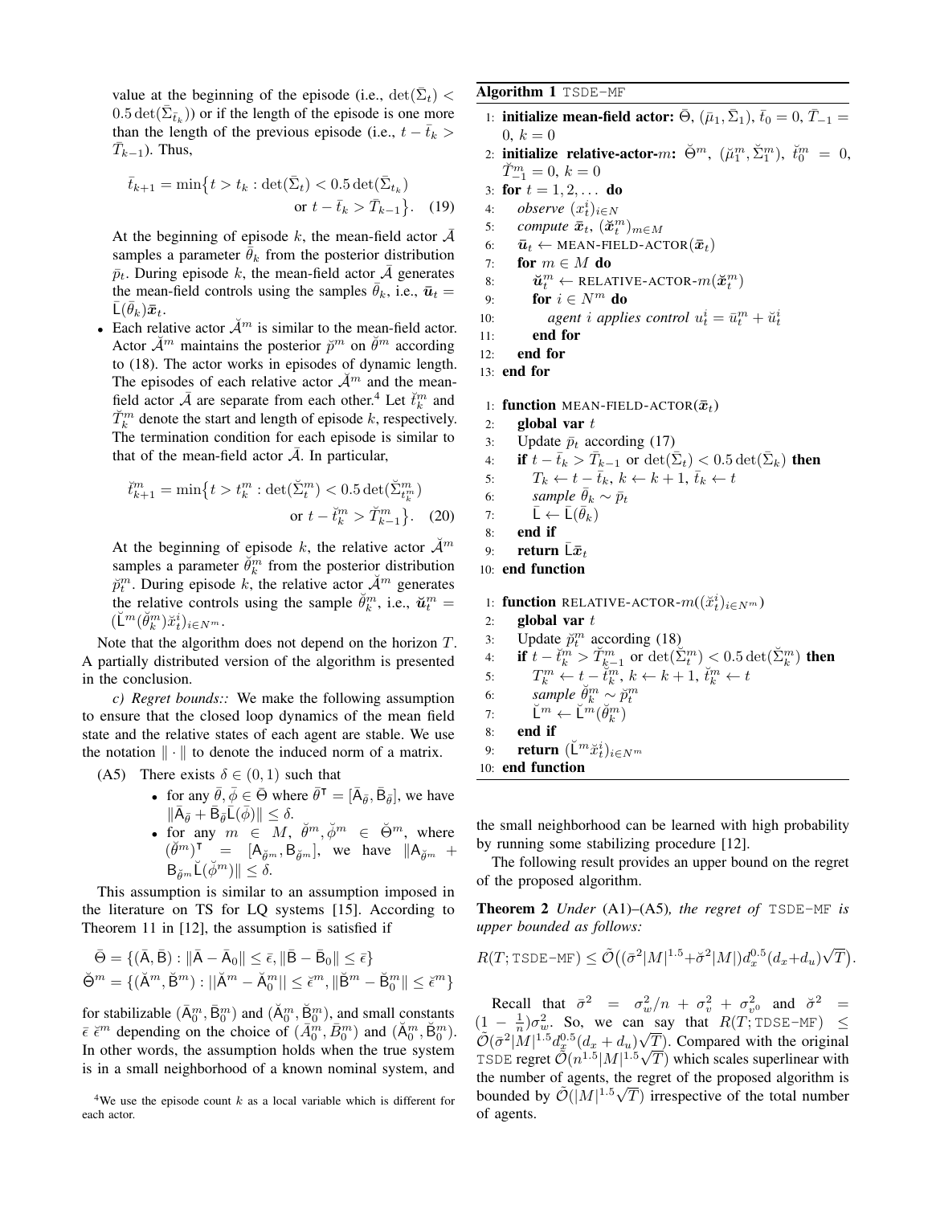value at the beginning of the episode (i.e., $\det(\bar{\Sigma}_t) < 0.5\det(\bar{\Sigma}_{\bar{t}_k})$) or if the length of the episode is one more than the length of the previous episode (i.e., $t - \bar{t}_k > \bar{T}_{k-1}$). Thus,

$$\bar{t}_{k+1} = \min\big\{t > t_k : \det(\bar{\Sigma}_t) < 0.5\det(\bar{\Sigma}_{t_k}) \text{ or } t - \bar{t}_k > \bar{T}_{k-1}\big\}. \quad (19)$$

At the beginning of episode $k$, the mean-field actor $\bar{\mathcal{A}}$ samples a parameter $\bar{\theta}_k$ from the posterior distribution $\bar{p}_t$. During episode $k$, the mean-field actor $\bar{\mathcal{A}}$ generates the mean-field controls using the samples $\bar{\theta}_k$, i.e., $\bar{\boldsymbol{u}}_t = \bar{\mathsf{L}}(\bar{\theta}_k)\bar{\boldsymbol{x}}_t$.

- Each relative actor $\breve{\mathcal{A}}^m$ is similar to the mean-field actor. Actor $\breve{\mathcal{A}}^m$ maintains the posterior $\breve{p}^m$ on $\breve{\theta}^m$ according to (18). The actor works in episodes of dynamic length. The episodes of each relative actor $\breve{\mathcal{A}}^m$ and the mean-field actor $\bar{\mathcal{A}}$ are separate from each other.[4] Let $\breve{t}^m_k$ and $\breve{T}^m_k$ denote the start and length of episode $k$, respectively. The termination condition for each episode is similar to that of the mean-field actor $\bar{\mathcal{A}}$. In particular,

$$\breve{t}^m_{k+1} = \min\big\{t > t^m_k : \det(\breve{\Sigma}^m_t) < 0.5\det(\breve{\Sigma}^m_{t^m_k}) \text{ or } t - \breve{t}^m_k > \breve{T}^m_{k-1}\big\}. \quad (20)$$

At the beginning of episode $k$, the relative actor $\breve{\mathcal{A}}^m$ samples a parameter $\breve{\theta}^m_k$ from the posterior distribution $\breve{p}^m_t$. During episode $k$, the relative actor $\breve{\mathcal{A}}^m$ generates the relative controls using the sample $\breve{\theta}^m_k$, i.e., $\breve{\boldsymbol{u}}^m_t = (\breve{\mathsf{L}}^m(\breve{\theta}^m_k)\breve{x}^i_t)_{i\in N^m}$.

Note that the algorithm does not depend on the horizon $T$. A partially distributed version of the algorithm is presented in the conclusion.

*c) Regret bounds::* We make the following assumption to ensure that the closed loop dynamics of the mean field state and the relative states of each agent are stable. We use the notation $\|\cdot\|$ to denote the induced norm of a matrix.

(A5) There exists $\delta \in (0,1)$ such that
- for any $\bar{\theta}, \bar{\phi} \in \bar{\Theta}$ where $\bar{\theta}^\intercal = [\bar{\mathsf{A}}_{\bar{\theta}}, \bar{\mathsf{B}}_{\bar{\theta}}]$, we have $\|\bar{\mathsf{A}}_{\bar{\theta}} + \bar{\mathsf{B}}_{\bar{\theta}}\bar{\mathsf{L}}(\bar{\phi})\| \le \delta$.
- for any $m \in M$, $\breve{\theta}^m, \breve{\phi}^m \in \breve{\Theta}^m$, where $(\breve{\theta}^m)^\intercal = [\mathsf{A}_{\breve{\theta}^m}, \mathsf{B}_{\breve{\theta}^m}]$, we have $\|\mathsf{A}_{\breve{\theta}^m} + \mathsf{B}_{\breve{\theta}^m}\breve{\mathsf{L}}(\breve{\phi}^m)\| \le \delta$.

This assumption is similar to an assumption imposed in the literature on TS for LQ systems [15]. According to Theorem 11 in [12], the assumption is satisfied if

$$\bar{\Theta} = \{(\bar{\mathsf{A}}, \bar{\mathsf{B}}) : \|\bar{\mathsf{A}} - \bar{\mathsf{A}}_0\| \le \bar{\epsilon}, \|\bar{\mathsf{B}} - \bar{\mathsf{B}}_0\| \le \bar{\epsilon}\}$$
$$\breve{\Theta}^m = \{(\breve{\mathsf{A}}^m, \breve{\mathsf{B}}^m) : ||\breve{\mathsf{A}}^m - \breve{\mathsf{A}}^m_0|| \le \breve{\epsilon}^m, \|\breve{\mathsf{B}}^m - \breve{\mathsf{B}}^m_0\| \le \breve{\epsilon}^m\}$$

for stabilizable $(\bar{\mathsf{A}}^m_0, \bar{\mathsf{B}}^m_0)$ and $(\breve{\mathsf{A}}^m_0, \breve{\mathsf{B}}^m_0)$, and small constants $\bar{\epsilon}$ $\breve{\epsilon}^m$ depending on the choice of $(\bar{A}^m_0, \bar{B}^m_0)$ and $(\breve{\mathsf{A}}^m_0, \breve{\mathsf{B}}^m_0)$. In other words, the assumption holds when the true system is in a small neighborhood of a known nominal system, and the small neighborhood can be learned with high probability by running some stabilizing procedure [12].

[4] We use the episode count $k$ as a local variable which is different for each actor.

**Algorithm 1** TSDE-MF

```
1: initialize mean-field actor: Θ̄, (μ̄_1, Σ̄_1), t̄_0 = 0, T̄_{-1} = 0, k = 0
2: initialize relative-actor-m: Θ̆^m, (μ̆^m_1, Σ̆^m_1), t̆^m_0 = 0, T̆^m_{-1} = 0, k = 0
3: for t = 1, 2, ... do
4:    observe (x^i_t)_{i∈N}
5:    compute x̄_t, (x̆^m_t)_{m∈M}
6:    ū_t ← MEAN-FIELD-ACTOR(x̄_t)
7:    for m ∈ M do
8:       ŭ^m_t ← RELATIVE-ACTOR-m(x̆^m_t)
9:       for i ∈ N^m do
10:         agent i applies control u^i_t = ū^m_t + ŭ^i_t
11:      end for
12:   end for
13: end for

1: function MEAN-FIELD-ACTOR(x̄_t)
2:    global var t
3:    Update p̄_t according (17)
4:    if t − t̄_k > T̄_{k−1} or det(Σ̄_t) < 0.5 det(Σ̄_k) then
5:       T_k ← t − t̄_k, k ← k + 1, t̄_k ← t
6:       sample θ̄_k ~ p̄_t
7:       L̄ ← L̄(θ̄_k)
8:    end if
9:    return L̄ x̄_t
10: end function

1: function RELATIVE-ACTOR-m((x̆^i_t)_{i∈N^m})
2:    global var t
3:    Update p̆^m_t according (18)
4:    if t − t̆^m_k > T̆^m_{k−1} or det(Σ̆^m_t) < 0.5 det(Σ̆^m_k) then
5:       T^m_k ← t − t̆^m_k, k ← k + 1, t̆^m_k ← t
6:       sample θ̆^m_k ~ p̆^m_t
7:       L̆^m ← L̆^m(θ̆^m_k)
8:    end if
9:    return (L̆^m x̆^i_t)_{i∈N^m}
10: end function
```

The following result provides an upper bound on the regret of the proposed algorithm.

**Theorem 2** *Under* (A1)–(A5)*, the regret of* TSDE-MF *is upper bounded as follows:*

$$R(T; \texttt{TSDE-MF}) \le \tilde{\mathcal{O}}\big((\bar{\sigma}^2|M|^{1.5} + \breve{\sigma}^2|M|)d_x^{0.5}(d_x + d_u)\sqrt{T}\big).$$

Recall that $\bar{\sigma}^2 = \sigma^2_w/n + \sigma^2_v + \sigma^2_{v^0}$ and $\breve{\sigma}^2 = (1 - \frac{1}{n})\sigma^2_w$. So, we can say that $R(T; \texttt{TDSE-MF}) \le \tilde{\mathcal{O}}(\bar{\sigma}^2|M|^{1.5}d_x^{0.5}(d_x + d_u)\sqrt{T})$. Compared with the original TSDE regret $\tilde{\mathcal{O}}(n^{1.5}|M|^{1.5}\sqrt{T})$ which scales superlinear with the number of agents, the regret of the proposed algorithm is bounded by $\tilde{\mathcal{O}}(|M|^{1.5}\sqrt{T})$ irrespective of the total number of agents.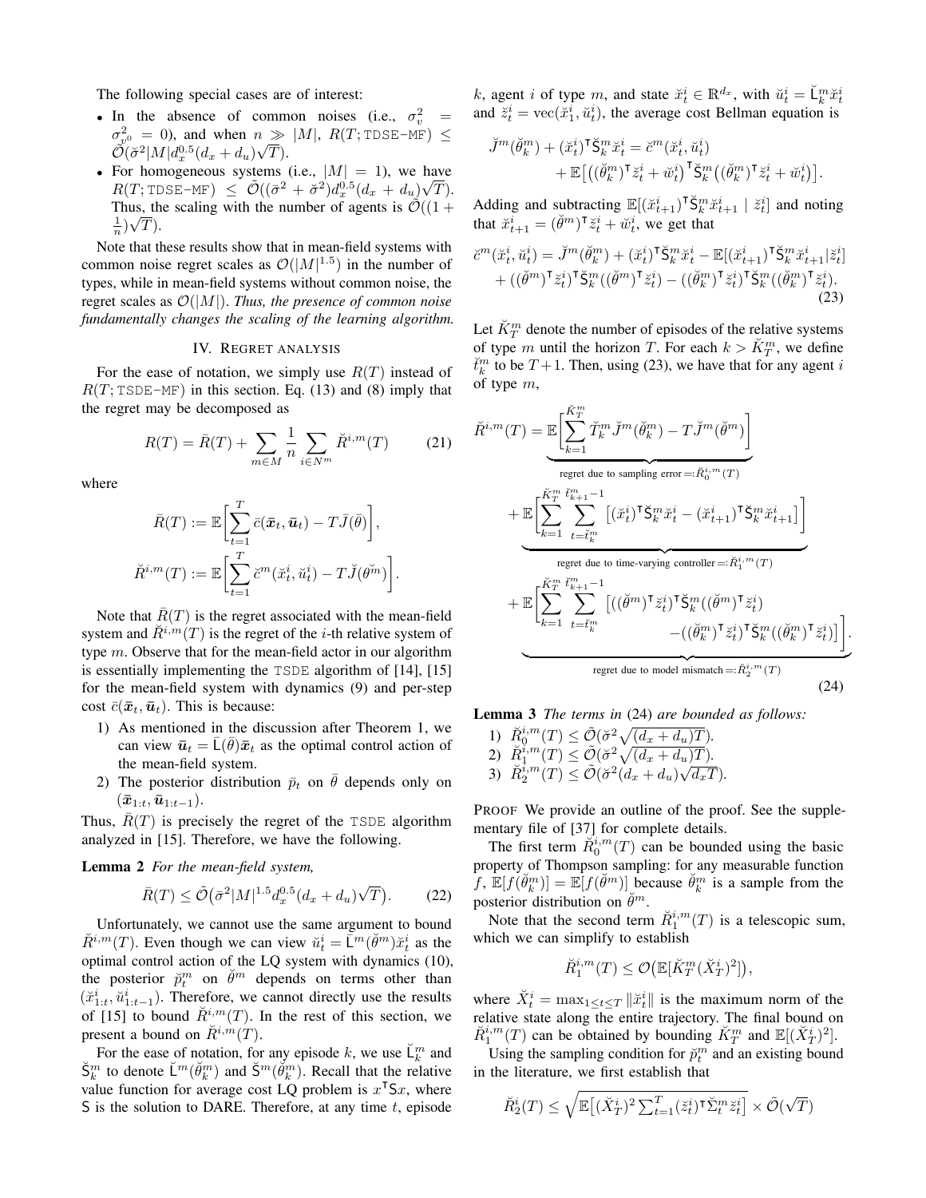The following special cases are of interest:

- In the absence of common noises (i.e., $\sigma_v^2 = \sigma_{v^0}^2 = 0$), and when $n \gg |M|$, $R(T; \texttt{TDSE-MF}) \le \tilde{\mathcal{O}}(\breve{\sigma}^2 |M| d_x^{0.5}(d_x+d_u)\sqrt{T})$.
- For homogeneous systems (i.e., $|M| = 1$), we have $R(T; \texttt{TDSE-MF}) \le \tilde{\mathcal{O}}((\bar{\sigma}^2 + \breve{\sigma}^2) d_x^{0.5}(d_x+d_u)\sqrt{T})$. Thus, the scaling with the number of agents is $\tilde{\mathcal{O}}((1 + \frac{1}{n})\sqrt{T})$.

Note that these results show that in mean-field systems with common noise regret scales as $\mathcal{O}(|M|^{1.5})$ in the number of types, while in mean-field systems without common noise, the regret scales as $\mathcal{O}(|M|)$. *Thus, the presence of common noise fundamentally changes the scaling of the learning algorithm.*

## IV. Regret analysis

For the ease of notation, we simply use $R(T)$ instead of $R(T; \texttt{TSDE-MF})$ in this section. Eq. (13) and (8) imply that the regret may be decomposed as

$$R(T) = \bar{R}(T) + \sum_{m \in M} \frac{1}{n} \sum_{i \in N^m} \breve{R}^{i,m}(T) \tag{21}$$

where

$$\bar{R}(T) := \mathbb{E}\bigg[\sum_{t=1}^{T} \bar{c}(\bar{\boldsymbol{x}}_t, \bar{\boldsymbol{u}}_t) - T\bar{J}(\bar{\theta})\bigg],$$

$$\breve{R}^{i,m}(T) := \mathbb{E}\bigg[\sum_{t=1}^{T} \breve{c}^m(\breve{x}_t^i, \breve{u}_t^i) - T\breve{J}(\theta^m)\bigg].$$

Note that $\bar{R}(T)$ is the regret associated with the mean-field system and $\breve{R}^{i,m}(T)$ is the regret of the $i$-th relative system of type $m$. Observe that for the mean-field actor in our algorithm is essentially implementing the TSDE algorithm of [14], [15] for the mean-field system with dynamics (9) and per-step cost $\bar{c}(\bar{\boldsymbol{x}}_t, \bar{\boldsymbol{u}}_t)$. This is because:

1) As mentioned in the discussion after Theorem 1, we can view $\bar{\boldsymbol{u}}_t = \bar{\mathsf{L}}(\bar{\theta})\bar{\boldsymbol{x}}_t$ as the optimal control action of the mean-field system.
2) The posterior distribution $\bar{p}_t$ on $\bar{\theta}$ depends only on $(\bar{\boldsymbol{x}}_{1:t}, \bar{\boldsymbol{u}}_{1:t-1})$.

Thus, $\bar{R}(T)$ is precisely the regret of the TSDE algorithm analyzed in [15]. Therefore, we have the following.

**Lemma 2** *For the mean-field system,*

$$\bar{R}(T) \le \tilde{\mathcal{O}}\big(\bar{\sigma}^2 |M|^{1.5} d_x^{0.5}(d_x+d_u)\sqrt{T}\big). \tag{22}$$

Unfortunately, we cannot use the same argument to bound $\breve{R}^{i,m}(T)$. Even though we can view $\breve{u}_t^i = \breve{\mathsf{L}}^m(\breve{\theta}^m)\breve{x}_t^i$ as the optimal control action of the LQ system with dynamics (10), the posterior $\breve{p}_t^m$ on $\breve{\theta}^m$ depends on terms other than $(\breve{x}_{1:t}^i, \breve{u}_{1:t-1}^i)$. Therefore, we cannot directly use the results of [15] to bound $\breve{R}^{i,m}(T)$. In the rest of this section, we present a bound on $\breve{R}^{i,m}(T)$.

For the ease of notation, for any episode $k$, we use $\breve{\mathsf{L}}_k^m$ and $\breve{\mathsf{S}}_k^m$ to denote $\breve{\mathsf{L}}^m(\breve{\theta}_k^m)$ and $\breve{\mathsf{S}}^m(\breve{\theta}_k^m)$. Recall that the relative value function for average cost LQ problem is $x^\intercal \mathsf{S} x$, where $\mathsf{S}$ is the solution to DARE. Therefore, at any time $t$, episode $k$, agent $i$ of type $m$, and state $\breve{x}_t^i \in \mathbb{R}^{d_x}$, with $\breve{u}_t^i = \breve{\mathsf{L}}_k^m \breve{x}_t^i$ and $\breve{z}_t^i = \mathrm{vec}(\breve{x}_1^i, \breve{u}_t^i)$, the average cost Bellman equation is

$$\begin{aligned}\breve{J}^m(\breve{\theta}_k^m) + (\breve{x}_t^i)^\intercal \breve{\mathsf{S}}_k^m \breve{x}_t^i = \breve{c}^m(\breve{x}_t^i, \breve{u}_t^i) \\ + \mathbb{E}\big[\big((\breve{\theta}_k^m)^\intercal \breve{z}_t^i + \breve{w}_t^i\big)^\intercal \breve{\mathsf{S}}_k^m \big((\breve{\theta}_k^m)^\intercal \breve{z}_t^i + \breve{w}_t^i\big)\big].\end{aligned}$$

Adding and subtracting $\mathbb{E}[(\breve{x}_{t+1}^i)^\intercal \breve{\mathsf{S}}_k^m \breve{x}_{t+1}^i \mid \breve{z}_t^i]$ and noting that $\breve{x}_{t+1}^i = (\breve{\theta}^m)^\intercal \breve{z}_t^i + \breve{w}_t^i$, we get that

$$\begin{aligned}\breve{c}^m(\breve{x}_t^i, \breve{u}_t^i) = \breve{J}^m(\breve{\theta}_k^m) + (\breve{x}_t^i)^\intercal \breve{\mathsf{S}}_k^m \breve{x}_t^i - \mathbb{E}[(\breve{x}_{t+1}^i)^\intercal \breve{\mathsf{S}}_k^m \breve{x}_{t+1}^i | \breve{z}_t^i] \\ + ((\breve{\theta}^m)^\intercal \breve{z}_t^i)^\intercal \breve{\mathsf{S}}_k^m ((\breve{\theta}^m)^\intercal \breve{z}_t^i) - ((\breve{\theta}_k^m)^\intercal \breve{z}_t^i)^\intercal \breve{\mathsf{S}}_k^m ((\breve{\theta}_k^m)^\intercal \breve{z}_t^i).\end{aligned} \tag{23}$$

Let $\breve{K}_T^m$ denote the number of episodes of the relative systems of type $m$ until the horizon $T$. For each $k > \breve{K}_T^m$, we define $\breve{t}_k^m$ to be $T+1$. Then, using (23), we have that for any agent $i$ of type $m$,

$$\begin{aligned}\breve{R}^{i,m}(T) = \underbrace{\mathbb{E}\bigg[\sum_{k=1}^{\breve{K}_T^m} \breve{T}_k^m \breve{J}^m(\breve{\theta}_k^m) - T\breve{J}^m(\breve{\theta}^m)\bigg]}_{\text{regret due to sampling error} =: \breve{R}_0^{i,m}(T)} \\ + \underbrace{\mathbb{E}\bigg[\sum_{k=1}^{\breve{K}_T^m} \sum_{t=\breve{t}_k^m}^{\breve{t}_{k+1}^m - 1} \big[(\breve{x}_t^i)^\intercal \breve{\mathsf{S}}_k^m \breve{x}_t^i - (\breve{x}_{t+1}^i)^\intercal \breve{\mathsf{S}}_k^m \breve{x}_{t+1}^i\big]\bigg]}_{\text{regret due to time-varying controller} =: \breve{R}_1^{i,m}(T)} \\ + \underbrace{\mathbb{E}\bigg[\sum_{k=1}^{\breve{K}_T^m} \sum_{t=\breve{t}_k^m}^{\breve{t}_{k+1}^m - 1} \big[((\breve{\theta}^m)^\intercal \breve{z}_t^i)^\intercal \breve{\mathsf{S}}_k^m ((\breve{\theta}^m)^\intercal \breve{z}_t^i) - ((\breve{\theta}_k^m)^\intercal \breve{z}_t^i)^\intercal \breve{\mathsf{S}}_k^m ((\breve{\theta}_k^m)^\intercal \breve{z}_t^i)\big]\bigg]}_{\text{regret due to model mismatch} =: \breve{R}_2^{i,m}(T)}.\end{aligned} \tag{24}$$

**Lemma 3** *The terms in* (24) *are bounded as follows:*

1) $\breve{R}_0^{i,m}(T) \le \tilde{\mathcal{O}}(\breve{\sigma}^2 \sqrt{(d_x+d_u)T})$.
2) $\breve{R}_1^{i,m}(T) \le \tilde{\mathcal{O}}(\breve{\sigma}^2 \sqrt{(d_x+d_u)T})$.
3) $\breve{R}_2^{i,m}(T) \le \tilde{\mathcal{O}}(\breve{\sigma}^2 (d_x+d_u)\sqrt{d_x T})$.

PROOF We provide an outline of the proof. See the supplementary file of [37] for complete details.

The first term $\breve{R}_0^{i,m}(T)$ can be bounded using the basic property of Thompson sampling: for any measurable function $f$, $\mathbb{E}[f(\breve{\theta}_k^m)] = \mathbb{E}[f(\breve{\theta}^m)]$ because $\breve{\theta}_k^m$ is a sample from the posterior distribution on $\breve{\theta}^m$.

Note that the second term $\breve{R}_1^{i,m}(T)$ is a telescopic sum, which we can simplify to establish

$$\breve{R}_1^{i,m}(T) \le \mathcal{O}\big(\mathbb{E}[\breve{K}_T^m (\breve{X}_T^i)^2]\big),$$

where $\breve{X}_T^i = \max_{1 \le t \le T} \|\breve{x}_t^i\|$ is the maximum norm of the relative state along the entire trajectory. The final bound on $\breve{R}_1^{i,m}(T)$ can be obtained by bounding $\breve{K}_T^m$ and $\mathbb{E}[(\breve{X}_T^i)^2]$.

Using the sampling condition for $\breve{p}_t^m$ and an existing bound in the literature, we first establish that

$$\breve{R}_2^i(T) \le \sqrt{\mathbb{E}\big[(\breve{X}_T^i)^2 \textstyle\sum_{t=1}^{T} (\breve{z}_t^i)^\intercal \breve{\Sigma}_t^m \breve{z}_t^i\big]} \times \tilde{\mathcal{O}}(\sqrt{T})$$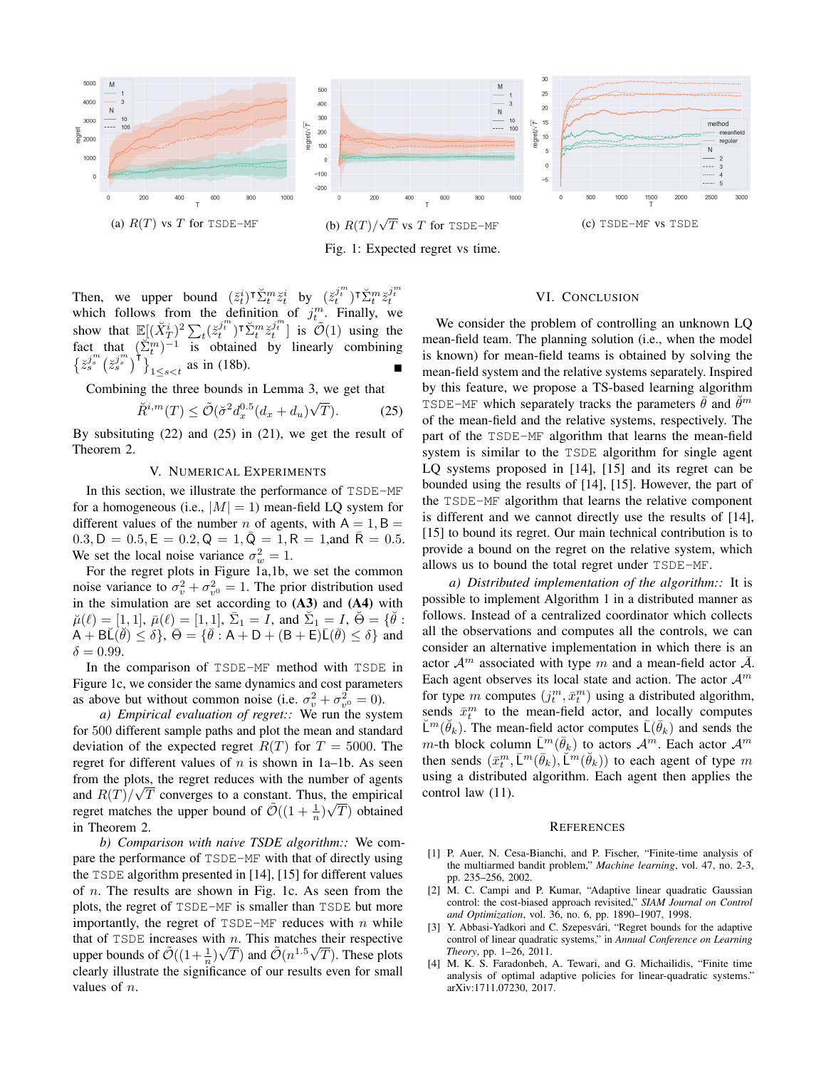(a) $R(T)$ vs $T$ for TSDE-MF

(b) $R(T)/\sqrt{T}$ vs $T$ for TSDE-MF

(c) TSDE-MF vs TSDE

Fig. 1: Expected regret vs time.

Then, we upper bound $(\breve{z}_t^i)^\intercal \breve{\Sigma}_t^m \breve{z}_t^i$ by $(\breve{z}_t^{j_t^m})^\intercal \breve{\Sigma}_t^m \breve{z}_t^{j_t^m}$ which follows from the definition of $j_t^m$. Finally, we show that $\mathbb{E}[(\breve{X}_T^i)^2 \sum_t (\breve{z}_t^{j_t^m})^\intercal \breve{\Sigma}_t^m \breve{z}_t^{j_t^m}]$ is $\tilde{\mathcal{O}}(1)$ using the fact that $(\breve{\Sigma}_t^m)^{-1}$ is obtained by linearly combining $\{\breve{z}_s^{j_s^m}(\breve{z}_s^{j_s^m})^\intercal\}_{1 \le s < t}$ as in (18b). ∎

Combining the three bounds in Lemma 3, we get that

$$\breve{R}^{i,m}(T) \le \tilde{\mathcal{O}}(\breve{\sigma}^2 d_x^{0.5}(d_x + d_u)\sqrt{T}). \tag{25}$$

By subsituting (22) and (25) in (21), we get the result of Theorem 2.

## V. Numerical Experiments

In this section, we illustrate the performance of TSDE-MF for a homogeneous (i.e., $|M| = 1$) mean-field LQ system for different values of the number $n$ of agents, with $\mathsf{A} = 1, \mathsf{B} = 0.3, \mathsf{D} = 0.5, \mathsf{E} = 0.2, \mathsf{Q} = 1, \bar{\mathsf{Q}} = 1, \mathsf{R} = 1$,and $\bar{\mathsf{R}} = 0.5$. We set the local noise variance $\sigma_w^2 = 1$.

For the regret plots in Figure 1a,1b, we set the common noise variance to $\sigma_v^2 + \sigma_{v^0}^2 = 1$. The prior distribution used in the simulation are set according to **(A3)** and **(A4)** with $\breve{\mu}(\ell) = [1, 1]$, $\bar{\mu}(\ell) = [1, 1]$, $\bar{\Sigma}_1 = I$, and $\breve{\Sigma}_1 = I$, $\breve{\Theta} = \{\breve{\theta} : \mathsf{A} + \mathsf{B}\breve{\mathsf{L}}(\breve{\theta}) \le \delta\}$, $\bar{\Theta} = \{\bar{\theta} : \mathsf{A} + \mathsf{D} + (\mathsf{B} + \mathsf{E})\bar{\mathsf{L}}(\bar{\theta}) \le \delta\}$ and $\delta = 0.99$.

In the comparison of TSDE-MF method with TSDE in Figure 1c, we consider the same dynamics and cost parameters as above but without common noise (i.e. $\sigma_v^2 + \sigma_{v^0}^2 = 0$).

*a) Empirical evaluation of regret::* We run the system for 500 different sample paths and plot the mean and standard deviation of the expected regret $R(T)$ for $T = 5000$. The regret for different values of $n$ is shown in 1a–1b. As seen from the plots, the regret reduces with the number of agents and $R(T)/\sqrt{T}$ converges to a constant. Thus, the empirical regret matches the upper bound of $\tilde{\mathcal{O}}((1 + \frac{1}{n})\sqrt{T})$ obtained in Theorem 2.

*b) Comparison with naive TSDE algorithm::* We compare the performance of TSDE-MF with that of directly using the TSDE algorithm presented in [14], [15] for different values of $n$. The results are shown in Fig. 1c. As seen from the plots, the regret of TSDE-MF is smaller than TSDE but more importantly, the regret of TSDE-MF reduces with $n$ while that of TSDE increases with $n$. This matches their respective upper bounds of $\tilde{\mathcal{O}}((1+\frac{1}{n})\sqrt{T})$ and $\tilde{\mathcal{O}}(n^{1.5}\sqrt{T})$. These plots clearly illustrate the significance of our results even for small values of $n$.

## VI. Conclusion

We consider the problem of controlling an unknown LQ mean-field team. The planning solution (i.e., when the model is known) for mean-field teams is obtained by solving the mean-field system and the relative systems separately. Inspired by this feature, we propose a TS-based learning algorithm TSDE-MF which separately tracks the parameters $\bar{\theta}$ and $\breve{\theta}^m$ of the mean-field and the relative systems, respectively. The part of the TSDE-MF algorithm that learns the mean-field system is similar to the TSDE algorithm for single agent LQ systems proposed in [14], [15] and its regret can be bounded using the results of [14], [15]. However, the part of the TSDE-MF algorithm that learns the relative component is different and we cannot directly use the results of [14], [15] to bound its regret. Our main technical contribution is to provide a bound on the regret on the relative system, which allows us to bound the total regret under TSDE-MF.

*a) Distributed implementation of the algorithm::* It is possible to implement Algorithm 1 in a distributed manner as follows. Instead of a centralized coordinator which collects all the observations and computes all the controls, we can consider an alternative implementation in which there is an actor $\mathcal{A}^m$ associated with type $m$ and a mean-field actor $\bar{\mathcal{A}}$. Each agent observes its local state and action. The actor $\mathcal{A}^m$ for type $m$ computes $(j_t^m, \bar{x}_t^m)$ using a distributed algorithm, sends $\bar{x}_t^m$ to the mean-field actor, and locally computes $\breve{\mathsf{L}}^m(\breve{\theta}_k)$. The mean-field actor computes $\bar{\mathsf{L}}(\bar{\theta}_k)$ and sends the $m$-th block column $\bar{\mathsf{L}}^m(\bar{\theta}_k)$ to actors $\mathcal{A}^m$. Each actor $\mathcal{A}^m$ then sends $(\bar{x}_t^m, \bar{\mathsf{L}}^m(\bar{\theta}_k), \breve{\mathsf{L}}^m(\breve{\theta}_k))$ to each agent of type $m$ using a distributed algorithm. Each agent then applies the control law (11).

## References

[1] P. Auer, N. Cesa-Bianchi, and P. Fischer, "Finite-time analysis of the multiarmed bandit problem," *Machine learning*, vol. 47, no. 2-3, pp. 235–256, 2002.

[2] M. C. Campi and P. Kumar, "Adaptive linear quadratic Gaussian control: the cost-biased approach revisited," *SIAM Journal on Control and Optimization*, vol. 36, no. 6, pp. 1890–1907, 1998.

[3] Y. Abbasi-Yadkori and C. Szepesvári, "Regret bounds for the adaptive control of linear quadratic systems," in *Annual Conference on Learning Theory*, pp. 1–26, 2011.

[4] M. K. S. Faradonbeh, A. Tewari, and G. Michailidis, "Finite time analysis of optimal adaptive policies for linear-quadratic systems." arXiv:1711.07230, 2017.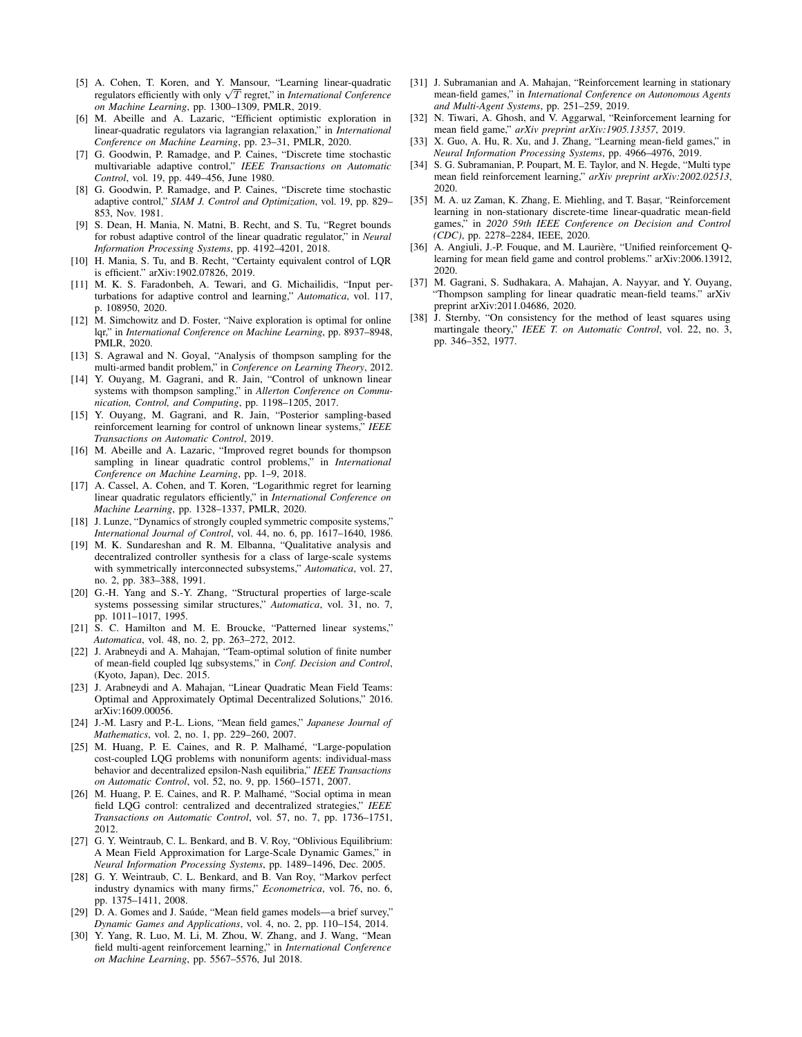[5] A. Cohen, T. Koren, and Y. Mansour, "Learning linear-quadratic regulators efficiently with only $\sqrt{T}$ regret," in *International Conference on Machine Learning*, pp. 1300–1309, PMLR, 2019.

[6] M. Abeille and A. Lazaric, "Efficient optimistic exploration in linear-quadratic regulators via lagrangian relaxation," in *International Conference on Machine Learning*, pp. 23–31, PMLR, 2020.

[7] G. Goodwin, P. Ramadge, and P. Caines, "Discrete time stochastic multivariable adaptive control," *IEEE Transactions on Automatic Control*, vol. 19, pp. 449–456, June 1980.

[8] G. Goodwin, P. Ramadge, and P. Caines, "Discrete time stochastic adaptive control," *SIAM J. Control and Optimization*, vol. 19, pp. 829–853, Nov. 1981.

[9] S. Dean, H. Mania, N. Matni, B. Recht, and S. Tu, "Regret bounds for robust adaptive control of the linear quadratic regulator," in *Neural Information Processing Systems*, pp. 4192–4201, 2018.

[10] H. Mania, S. Tu, and B. Recht, "Certainty equivalent control of LQR is efficient." arXiv:1902.07826, 2019.

[11] M. K. S. Faradonbeh, A. Tewari, and G. Michailidis, "Input perturbations for adaptive control and learning," *Automatica*, vol. 117, p. 108950, 2020.

[12] M. Simchowitz and D. Foster, "Naive exploration is optimal for online lqr," in *International Conference on Machine Learning*, pp. 8937–8948, PMLR, 2020.

[13] S. Agrawal and N. Goyal, "Analysis of thompson sampling for the multi-armed bandit problem," in *Conference on Learning Theory*, 2012.

[14] Y. Ouyang, M. Gagrani, and R. Jain, "Control of unknown linear systems with thompson sampling," in *Allerton Conference on Communication, Control, and Computing*, pp. 1198–1205, 2017.

[15] Y. Ouyang, M. Gagrani, and R. Jain, "Posterior sampling-based reinforcement learning for control of unknown linear systems," *IEEE Transactions on Automatic Control*, 2019.

[16] M. Abeille and A. Lazaric, "Improved regret bounds for thompson sampling in linear quadratic control problems," in *International Conference on Machine Learning*, pp. 1–9, 2018.

[17] A. Cassel, A. Cohen, and T. Koren, "Logarithmic regret for learning linear quadratic regulators efficiently," in *International Conference on Machine Learning*, pp. 1328–1337, PMLR, 2020.

[18] J. Lunze, "Dynamics of strongly coupled symmetric composite systems," *International Journal of Control*, vol. 44, no. 6, pp. 1617–1640, 1986.

[19] M. K. Sundareshan and R. M. Elbanna, "Qualitative analysis and decentralized controller synthesis for a class of large-scale systems with symmetrically interconnected subsystems," *Automatica*, vol. 27, no. 2, pp. 383–388, 1991.

[20] G.-H. Yang and S.-Y. Zhang, "Structural properties of large-scale systems possessing similar structures," *Automatica*, vol. 31, no. 7, pp. 1011–1017, 1995.

[21] S. C. Hamilton and M. E. Broucke, "Patterned linear systems," *Automatica*, vol. 48, no. 2, pp. 263–272, 2012.

[22] J. Arabneydi and A. Mahajan, "Team-optimal solution of finite number of mean-field coupled lqg subsystems," in *Conf. Decision and Control*, (Kyoto, Japan), Dec. 2015.

[23] J. Arabneydi and A. Mahajan, "Linear Quadratic Mean Field Teams: Optimal and Approximately Optimal Decentralized Solutions," 2016. arXiv:1609.00056.

[24] J.-M. Lasry and P.-L. Lions, "Mean field games," *Japanese Journal of Mathematics*, vol. 2, no. 1, pp. 229–260, 2007.

[25] M. Huang, P. E. Caines, and R. P. Malhamé, "Large-population cost-coupled LQG problems with nonuniform agents: individual-mass behavior and decentralized epsilon-Nash equilibria," *IEEE Transactions on Automatic Control*, vol. 52, no. 9, pp. 1560–1571, 2007.

[26] M. Huang, P. E. Caines, and R. P. Malhamé, "Social optima in mean field LQG control: centralized and decentralized strategies," *IEEE Transactions on Automatic Control*, vol. 57, no. 7, pp. 1736–1751, 2012.

[27] G. Y. Weintraub, C. L. Benkard, and B. V. Roy, "Oblivious Equilibrium: A Mean Field Approximation for Large-Scale Dynamic Games," in *Neural Information Processing Systems*, pp. 1489–1496, Dec. 2005.

[28] G. Y. Weintraub, C. L. Benkard, and B. Van Roy, "Markov perfect industry dynamics with many firms," *Econometrica*, vol. 76, no. 6, pp. 1375–1411, 2008.

[29] D. A. Gomes and J. Saúde, "Mean field games models—a brief survey," *Dynamic Games and Applications*, vol. 4, no. 2, pp. 110–154, 2014.

[30] Y. Yang, R. Luo, M. Li, M. Zhou, W. Zhang, and J. Wang, "Mean field multi-agent reinforcement learning," in *International Conference on Machine Learning*, pp. 5567–5576, Jul 2018.

[31] J. Subramanian and A. Mahajan, "Reinforcement learning in stationary mean-field games," in *International Conference on Autonomous Agents and Multi-Agent Systems*, pp. 251–259, 2019.

[32] N. Tiwari, A. Ghosh, and V. Aggarwal, "Reinforcement learning for mean field game," *arXiv preprint arXiv:1905.13357*, 2019.

[33] X. Guo, A. Hu, R. Xu, and J. Zhang, "Learning mean-field games," in *Neural Information Processing Systems*, pp. 4966–4976, 2019.

[34] S. G. Subramanian, P. Poupart, M. E. Taylor, and N. Hegde, "Multi type mean field reinforcement learning," *arXiv preprint arXiv:2002.02513*, 2020.

[35] M. A. uz Zaman, K. Zhang, E. Miehling, and T. Başar, "Reinforcement learning in non-stationary discrete-time linear-quadratic mean-field games," in *2020 59th IEEE Conference on Decision and Control (CDC)*, pp. 2278–2284, IEEE, 2020.

[36] A. Angiuli, J.-P. Fouque, and M. Laurière, "Unified reinforcement Q-learning for mean field game and control problems." arXiv:2006.13912, 2020.

[37] M. Gagrani, S. Sudhakara, A. Mahajan, A. Nayyar, and Y. Ouyang, "Thompson sampling for linear quadratic mean-field teams." arXiv preprint arXiv:2011.04686, 2020.

[38] J. Sternby, "On consistency for the method of least squares using martingale theory," *IEEE T. on Automatic Control*, vol. 22, no. 3, pp. 346–352, 1977.